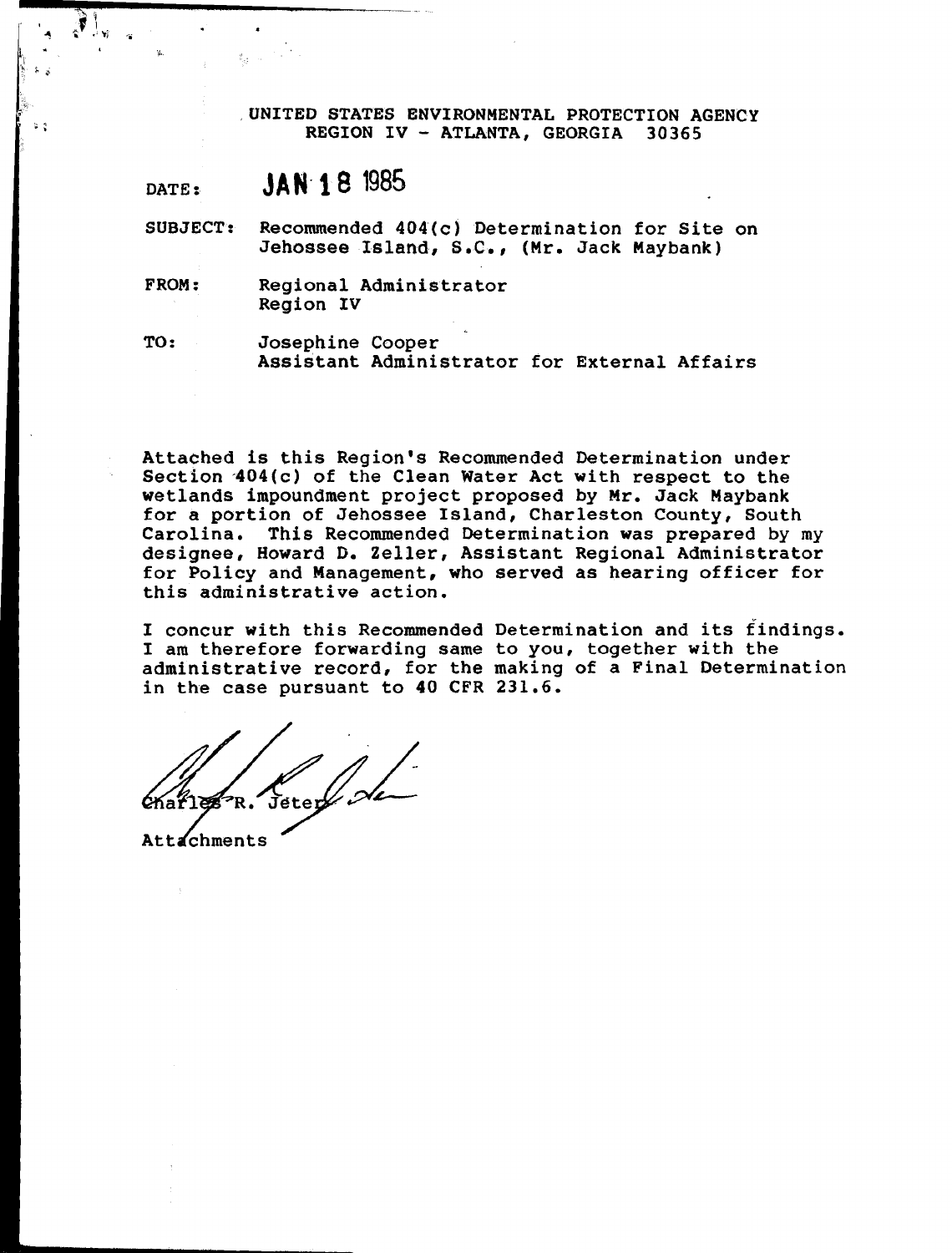UNITED STATES ENVIRONMENTAL PROTECTION AGENCY
REGION IV - ATLANTA, GEORGIA 30365

DATE: JAN 18 1985

SUBJECT: Recommended 404(c) Determination for Site on Jehossee Island, S.C., (Mr. Jack Maybank)

FROM: Regional Administrator
Region IV

TO: Josephine Cooper
Assistant Administrator for External Affairs

Attached is this Region's Recommended Determination under Section 404(c) of the Clean Water Act with respect to the wetlands impoundment project proposed by Mr. Jack Maybank for a portion of Jehossee Island, Charleston County, South Carolina. This Recommended Determination was prepared by my designee, Howard D. Zeller, Assistant Regional Administrator for Policy and Management, who served as hearing officer for this administrative action.

I concur with this Recommended Determination and its findings. I am therefore forwarding same to you, together with the administrative record, for the making of a Final Determination in the case pursuant to 40 CFR 231.6.

Charles R. Jeter

Attachments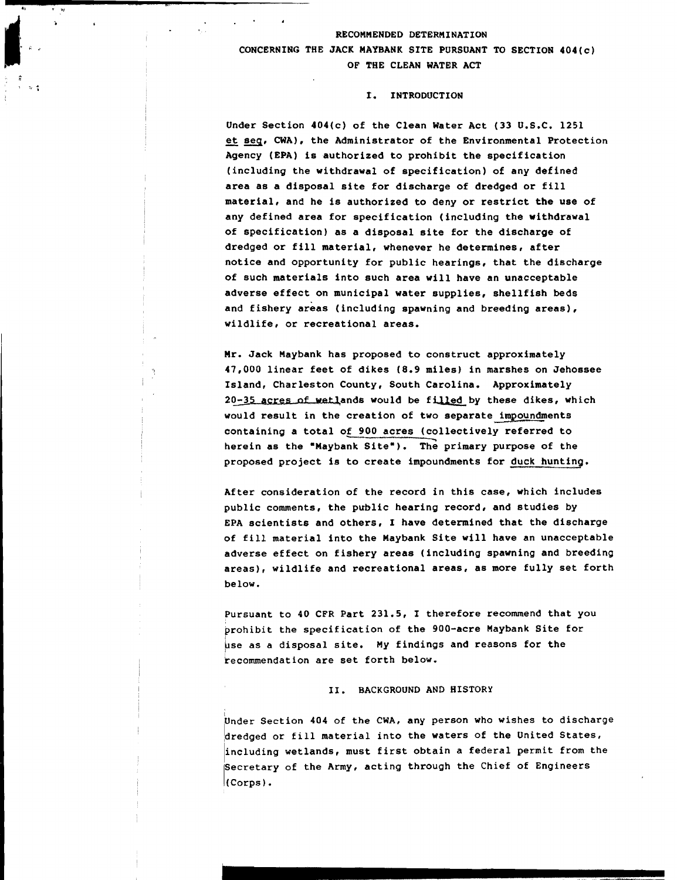# RECOMMENDED DETERMINATION

## CONCERNING THE JACK MAYBANK SITE PURSUANT TO SECTION 404(c) OF THE CLEAN WATER ACT

### I. INTRODUCTION

Under Section 404(c) of the Clean Water Act (33 U.S.C. 1251 et seq, CWA), the Administrator of the Environmental Protection Agency (EPA) is authorized to prohibit the specification (including the withdrawal of specification) of any defined area as a disposal site for discharge of dredged or fill material, and he is authorized to deny or restrict the use of any defined area for specification (including the withdrawal of specification) as a disposal site for the discharge of dredged or fill material, whenever he determines, after notice and opportunity for public hearings, that the discharge of such materials into such area will have an unacceptable adverse effect on municipal water supplies, shellfish beds and fishery areas (including spawning and breeding areas), wildlife, or recreational areas.

Mr. Jack Maybank has proposed to construct approximately 47,000 linear feet of dikes (8.9 miles) in marshes on Jehossee Island, Charleston County, South Carolina. Approximately 20-35 acres of wetlands would be filled by these dikes, which would result in the creation of two separate impoundments containing a total of 900 acres (collectively referred to herein as the "Maybank Site"). The primary purpose of the proposed project is to create impoundments for duck hunting.

After consideration of the record in this case, which includes public comments, the public hearing record, and studies by EPA scientists and others, I have determined that the discharge of fill material into the Maybank Site will have an unacceptable adverse effect on fishery areas (including spawning and breeding areas), wildlife and recreational areas, as more fully set forth below.

Pursuant to 40 CFR Part 231.5, I therefore recommend that you prohibit the specification of the 900-acre Maybank Site for use as a disposal site. My findings and reasons for the recommendation are set forth below.

### II. BACKGROUND AND HISTORY

Under Section 404 of the CWA, any person who wishes to discharge dredged or fill material into the waters of the United States, including wetlands, must first obtain a federal permit from the Secretary of the Army, acting through the Chief of Engineers (Corps).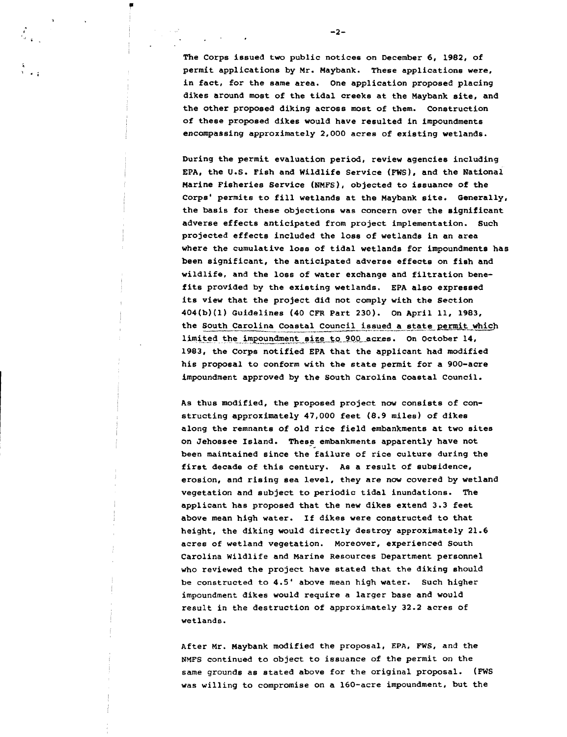The Corps issued two public notices on December 6, 1982, of permit applications by Mr. Maybank. These applications were, in fact, for the same area. One application proposed placing dikes around most of the tidal creeks at the Maybank site, and the other proposed diking across most of them. Construction of these proposed dikes would have resulted in impoundments encompassing approximately 2,000 acres of existing wetlands.

During the permit evaluation period, review agencies including EPA, the U.S. Fish and Wildlife Service (FWS), and the National Marine Fisheries Service (NMFS), objected to issuance of the Corps' permits to fill wetlands at the Maybank site. Generally, the basis for these objections was concern over the significant adverse effects anticipated from project implementation. Such projected effects included the loss of wetlands in an area where the cumulative loss of tidal wetlands for impoundments has been significant, the anticipated adverse effects on fish and wildlife, and the loss of water exchange and filtration benefits provided by the existing wetlands. EPA also expressed its view that the project did not comply with the Section 404(b)(1) Guidelines (40 CFR Part 230). On April 11, 1983, the South Carolina Coastal Council issued a state permit which limited the impoundment size to 900 acres. On October 14, 1983, the Corps notified EPA that the applicant had modified his proposal to conform with the state permit for a 900-acre impoundment approved by the South Carolina Coastal Council.

As thus modified, the proposed project now consists of constructing approximately 47,000 feet (8.9 miles) of dikes along the remnants of old rice field embankments at two sites on Jehossee Island. These embankments apparently have not been maintained since the failure of rice culture during the first decade of this century. As a result of subsidence, erosion, and rising sea level, they are now covered by wetland vegetation and subject to periodic tidal inundations. The applicant has proposed that the new dikes extend 3.3 feet above mean high water. If dikes were constructed to that height, the diking would directly destroy approximately 21.6 acres of wetland vegetation. Moreover, experienced South Carolina Wildlife and Marine Resources Department personnel who reviewed the project have stated that the diking should be constructed to 4.5' above mean high water. Such higher impoundment dikes would require a larger base and would result in the destruction of approximately 32.2 acres of wetlands.

After Mr. Maybank modified the proposal, EPA, FWS, and the NMFS continued to object to issuance of the permit on the same grounds as stated above for the original proposal. (FWS was willing to compromise on a 160-acre impoundment, but the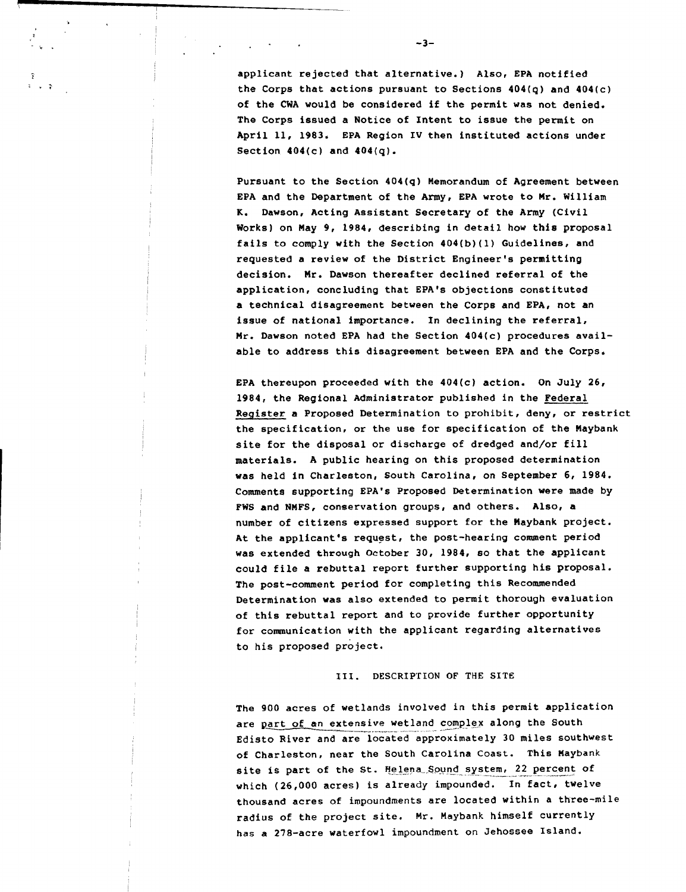applicant rejected that alternative.) Also, EPA notified the Corps that actions pursuant to Sections 404(q) and 404(c) of the CWA would be considered if the permit was not denied. The Corps issued a Notice of Intent to issue the permit on April 11, 1983. EPA Region IV then instituted actions under Section 404(c) and 404(q).

Pursuant to the Section 404(q) Memorandum of Agreement between EPA and the Department of the Army, EPA wrote to Mr. William K. Dawson, Acting Assistant Secretary of the Army (Civil Works) on May 9, 1984, describing in detail how this proposal fails to comply with the Section 404(b)(1) Guidelines, and requested a review of the District Engineer's permitting decision. Mr. Dawson thereafter declined referral of the application, concluding that EPA's objections constituted a technical disagreement between the Corps and EPA, not an issue of national importance. In declining the referral, Mr. Dawson noted EPA had the Section 404(c) procedures available to address this disagreement between EPA and the Corps.

EPA thereupon proceeded with the 404(c) action. On July 26, 1984, the Regional Administrator published in the Federal Register a Proposed Determination to prohibit, deny, or restrict the specification, or the use for specification of the Maybank site for the disposal or discharge of dredged and/or fill materials. A public hearing on this proposed determination was held in Charleston, South Carolina, on September 6, 1984. Comments supporting EPA's Proposed Determination were made by FWS and NMFS, conservation groups, and others. Also, a number of citizens expressed support for the Maybank project. At the applicant's request, the post-hearing comment period was extended through October 30, 1984, so that the applicant could file a rebuttal report further supporting his proposal. The post-comment period for completing this Recommended Determination was also extended to permit thorough evaluation of this rebuttal report and to provide further opportunity for communication with the applicant regarding alternatives to his proposed project.

## III. DESCRIPTION OF THE SITE

The 900 acres of wetlands involved in this permit application are part of an extensive wetland complex along the South Edisto River and are located approximately 30 miles southwest of Charleston, near the South Carolina Coast. This Maybank site is part of the St. Helena Sound system, 22 percent of which (26,000 acres) is already impounded. In fact, twelve thousand acres of impoundments are located within a three-mile radius of the project site. Mr. Maybank himself currently has a 278-acre waterfowl impoundment on Jehossee Island.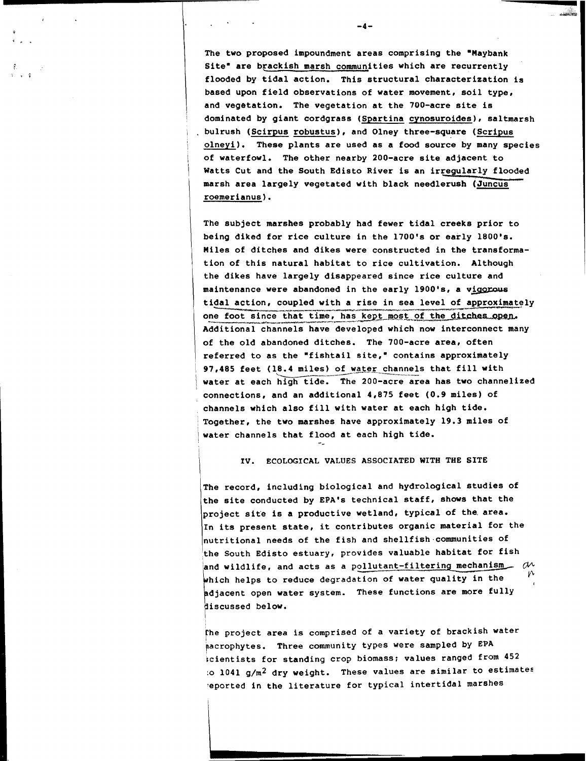The two proposed impoundment areas comprising the "Maybank Site" are brackish marsh communities which are recurrently flooded by tidal action. This structural characterization is based upon field observations of water movement, soil type, and vegetation. The vegetation at the 700-acre site is dominated by giant cordgrass (Spartina cynosuroides), saltmarsh bulrush (Scirpus robustus), and Olney three-square (Scripus olneyi). These plants are used as a food source by many species of waterfowl. The other nearby 200-acre site adjacent to Watts Cut and the South Edisto River is an irregularly flooded marsh area largely vegetated with black needlerush (Juncus roemerianus).

The subject marshes probably had fewer tidal creeks prior to being diked for rice culture in the 1700's or early 1800's. Miles of ditches and dikes were constructed in the transformation of this natural habitat to rice cultivation. Although the dikes have largely disappeared since rice culture and maintenance were abandoned in the early 1900's, a vigorous tidal action, coupled with a rise in sea level of approximately one foot since that time, has kept most of the ditches open. Additional channels have developed which now interconnect many of the old abandoned ditches. The 700-acre area, often referred to as the "fishtail site," contains approximately 97,485 feet (18.4 miles) of water channels that fill with water at each high tide. The 200-acre area has two channelized connections, and an additional 4,875 feet (0.9 miles) of channels which also fill with water at each high tide. Together, the two marshes have approximately 19.3 miles of water channels that flood at each high tide.

## IV. ECOLOGICAL VALUES ASSOCIATED WITH THE SITE

The record, including biological and hydrological studies of the site conducted by EPA's technical staff, shows that the project site is a productive wetland, typical of the area. In its present state, it contributes organic material for the nutritional needs of the fish and shellfish communities of the South Edisto estuary, provides valuable habitat for fish and wildlife, and acts as a pollutant-filtering mechanism which helps to reduce degradation of water quality in the adjacent open water system. These functions are more fully discussed below.

The project area is comprised of a variety of brackish water macrophytes. Three community types were sampled by EPA scientists for standing crop biomass; values ranged from 452 to 1041 $g/m^2$ dry weight. These values are similar to estimates reported in the literature for typical intertidal marshes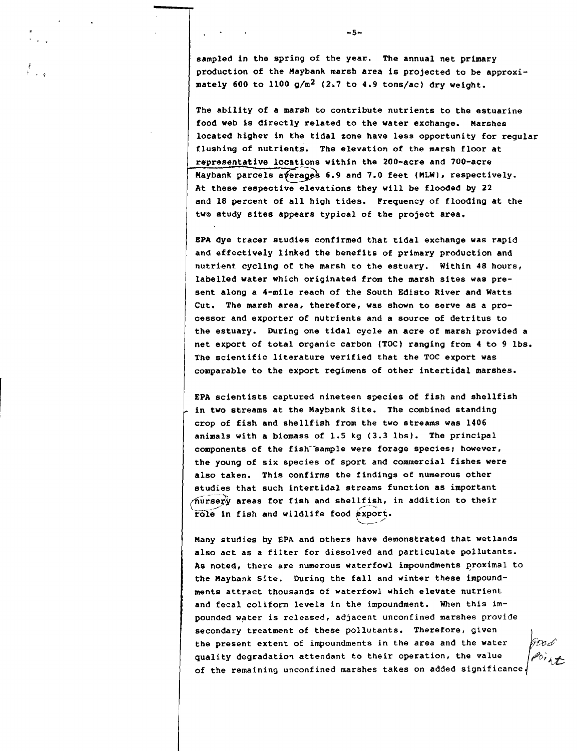sampled in the spring of the year. The annual net primary production of the Maybank marsh area is projected to be approximately 600 to 1100 g/m$^2$ (2.7 to 4.9 tons/ac) dry weight.

The ability of a marsh to contribute nutrients to the estuarine food web is directly related to the water exchange. Marshes located higher in the tidal zone have less opportunity for regular flushing of nutrients. The elevation of the marsh floor at representative locations within the 200-acre and 700-acre Maybank parcels averages 6.9 and 7.0 feet (MLW), respectively. At these respective elevations they will be flooded by 22 and 18 percent of all high tides. Frequency of flooding at the two study sites appears typical of the project area.

EPA dye tracer studies confirmed that tidal exchange was rapid and effectively linked the benefits of primary production and nutrient cycling of the marsh to the estuary. Within 48 hours, labelled water which originated from the marsh sites was present along a 4-mile reach of the South Edisto River and Watts Cut. The marsh area, therefore, was shown to serve as a processor and exporter of nutrients and a source of detritus to the estuary. During one tidal cycle an acre of marsh provided a net export of total organic carbon (TOC) ranging from 4 to 9 lbs. The scientific literature verified that the TOC export was comparable to the export regimens of other intertidal marshes.

EPA scientists captured nineteen species of fish and shellfish in two streams at the Maybank Site. The combined standing crop of fish and shellfish from the two streams was 1406 animals with a biomass of 1.5 kg (3.3 lbs). The principal components of the fish sample were forage species; however, the young of six species of sport and commercial fishes were also taken. This confirms the findings of numerous other studies that such intertidal streams function as important nursery areas for fish and shellfish, in addition to their role in fish and wildlife food export.

Many studies by EPA and others have demonstrated that wetlands also act as a filter for dissolved and particulate pollutants. As noted, there are numerous waterfowl impoundments proximal to the Maybank Site. During the fall and winter these impoundments attract thousands of waterfowl which elevate nutrient and fecal coliform levels in the impoundment. When this impounded water is released, adjacent unconfined marshes provide secondary treatment of these pollutants. Therefore, given the present extent of impoundments in the area and the water quality degradation attendant to their operation, the value of the remaining unconfined marshes takes on added significance.

Good Point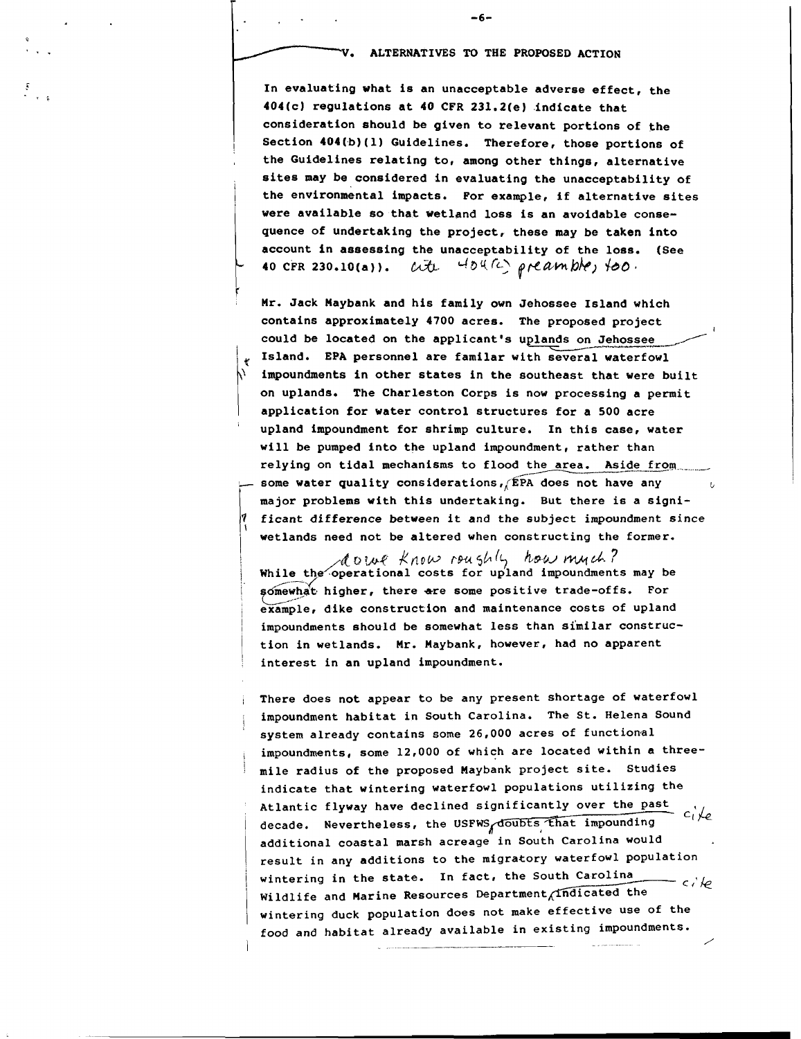## V. ALTERNATIVES TO THE PROPOSED ACTION

In evaluating what is an unacceptable adverse effect, the 404(c) regulations at 40 CFR 231.2(e) indicate that consideration should be given to relevant portions of the Section 404(b)(1) Guidelines. Therefore, those portions of the Guidelines relating to, among other things, alternative sites may be considered in evaluating the unacceptability of the environmental impacts. For example, if alternative sites were available so that wetland loss is an avoidable consequence of undertaking the project, these may be taken into account in assessing the unacceptability of the loss. (See 40 CFR 230.10(a)). cite 404(c) preamble, too.

Mr. Jack Maybank and his family own Jehossee Island which contains approximately 4700 acres. The proposed project could be located on the applicant's uplands on Jehossee Island. EPA personnel are familar with several waterfowl impoundments in other states in the southeast that were built on uplands. The Charleston Corps is now processing a permit application for water control structures for a 500 acre upland impoundment for shrimp culture. In this case, water will be pumped into the upland impoundment, rather than relying on tidal mechanisms to flood the area. Aside from some water quality considerations, EPA does not have any major problems with this undertaking. But there is a significant difference between it and the subject impoundment since wetlands need not be altered when constructing the former.

do we know roughly how much? While the operational costs for upland impoundments may be somewhat higher, there are some positive trade-offs. For example, dike construction and maintenance costs of upland impoundments should be somewhat less than similar construction in wetlands. Mr. Maybank, however, had no apparent interest in an upland impoundment.

There does not appear to be any present shortage of waterfowl impoundment habitat in South Carolina. The St. Helena Sound system already contains some 26,000 acres of functional impoundments, some 12,000 of which are located within a three-mile radius of the proposed Maybank project site. Studies indicate that wintering waterfowl populations utilizing the Atlantic flyway have declined significantly over the past decade. Nevertheless, the USFWS doubts that impounding additional coastal marsh acreage in South Carolina would result in any additions to the migratory waterfowl population wintering in the state. In fact, the South Carolina Wildlife and Marine Resources Department indicated the wintering duck population does not make effective use of the food and habitat already available in existing impoundments. cite cite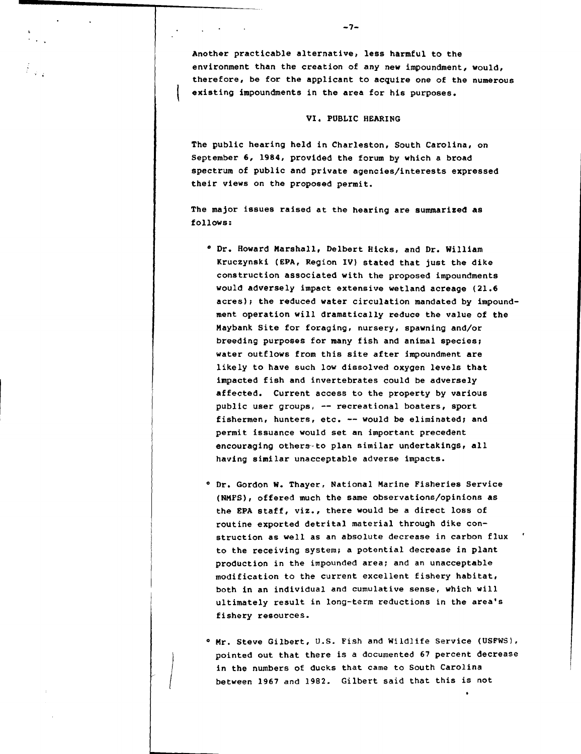Another practicable alternative, less harmful to the environment than the creation of any new impoundment, would, therefore, be for the applicant to acquire one of the numerous existing impoundments in the area for his purposes.

## VI. PUBLIC HEARING

The public hearing held in Charleston, South Carolina, on September 6, 1984, provided the forum by which a broad spectrum of public and private agencies/interests expressed their views on the proposed permit.

The major issues raised at the hearing are summarized as follows:

- Dr. Howard Marshall, Delbert Hicks, and Dr. William Kruczynski (EPA, Region IV) stated that just the dike construction associated with the proposed impoundments would adversely impact extensive wetland acreage (21.6 acres); the reduced water circulation mandated by impoundment operation will dramatically reduce the value of the Maybank Site for foraging, nursery, spawning and/or breeding purposes for many fish and animal species; water outflows from this site after impoundment are likely to have such low dissolved oxygen levels that impacted fish and invertebrates could be adversely affected. Current access to the property by various public user groups, -- recreational boaters, sport fishermen, hunters, etc. -- would be eliminated; and permit issuance would set an important precedent encouraging others to plan similar undertakings, all having similar unacceptable adverse impacts.

- Dr. Gordon W. Thayer, National Marine Fisheries Service (NMFS), offered much the same observations/opinions as the EPA staff, viz., there would be a direct loss of routine exported detrital material through dike construction as well as an absolute decrease in carbon flux to the receiving system; a potential decrease in plant production in the impounded area; and an unacceptable modification to the current excellent fishery habitat, both in an individual and cumulative sense, which will ultimately result in long-term reductions in the area's fishery resources.

- Mr. Steve Gilbert, U.S. Fish and Wildlife Service (USFWS), pointed out that there is a documented 67 percent decrease in the numbers of ducks that came to South Carolina between 1967 and 1982. Gilbert said that this is not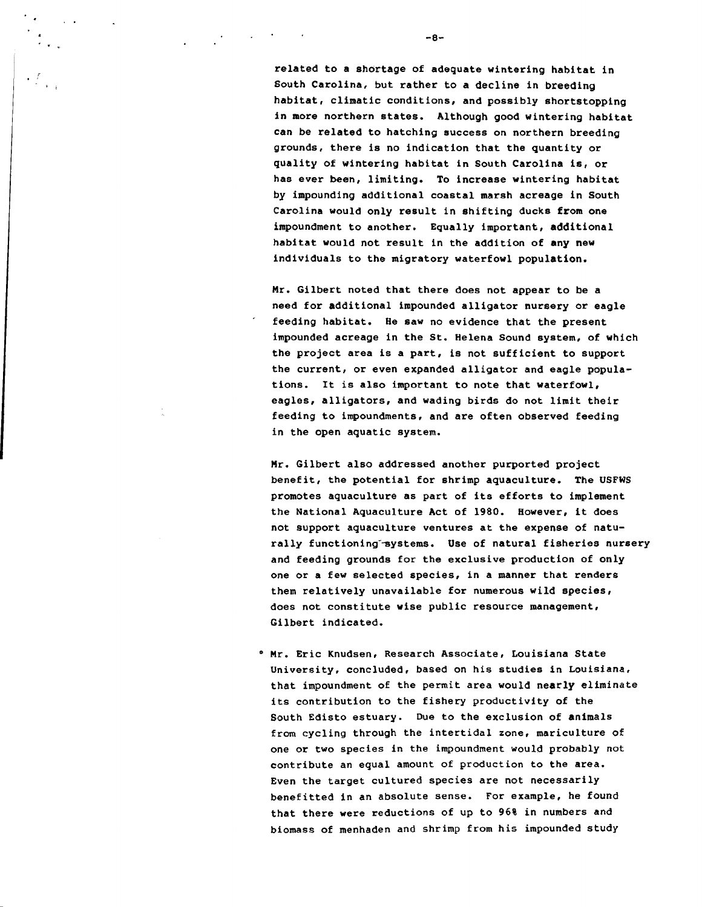related to a shortage of adequate wintering habitat in South Carolina, but rather to a decline in breeding habitat, climatic conditions, and possibly shortstopping in more northern states. Although good wintering habitat can be related to hatching success on northern breeding grounds, there is no indication that the quantity or quality of wintering habitat in South Carolina is, or has ever been, limiting. To increase wintering habitat by impounding additional coastal marsh acreage in South Carolina would only result in shifting ducks from one impoundment to another. Equally important, additional habitat would not result in the addition of any new individuals to the migratory waterfowl population.

Mr. Gilbert noted that there does not appear to be a need for additional impounded alligator nursery or eagle feeding habitat. He saw no evidence that the present impounded acreage in the St. Helena Sound system, of which the project area is a part, is not sufficient to support the current, or even expanded alligator and eagle populations. It is also important to note that waterfowl, eagles, alligators, and wading birds do not limit their feeding to impoundments, and are often observed feeding in the open aquatic system.

Mr. Gilbert also addressed another purported project benefit, the potential for shrimp aquaculture. The USFWS promotes aquaculture as part of its efforts to implement the National Aquaculture Act of 1980. However, it does not support aquaculture ventures at the expense of naturally functioning systems. Use of natural fisheries nursery and feeding grounds for the exclusive production of only one or a few selected species, in a manner that renders them relatively unavailable for numerous wild species, does not constitute wise public resource management, Gilbert indicated.

- Mr. Eric Knudsen, Research Associate, Louisiana State University, concluded, based on his studies in Louisiana, that impoundment of the permit area would nearly eliminate its contribution to the fishery productivity of the South Edisto estuary. Due to the exclusion of animals from cycling through the intertidal zone, mariculture of one or two species in the impoundment would probably not contribute an equal amount of production to the area. Even the target cultured species are not necessarily benefitted in an absolute sense. For example, he found that there were reductions of up to 96% in numbers and biomass of menhaden and shrimp from his impounded study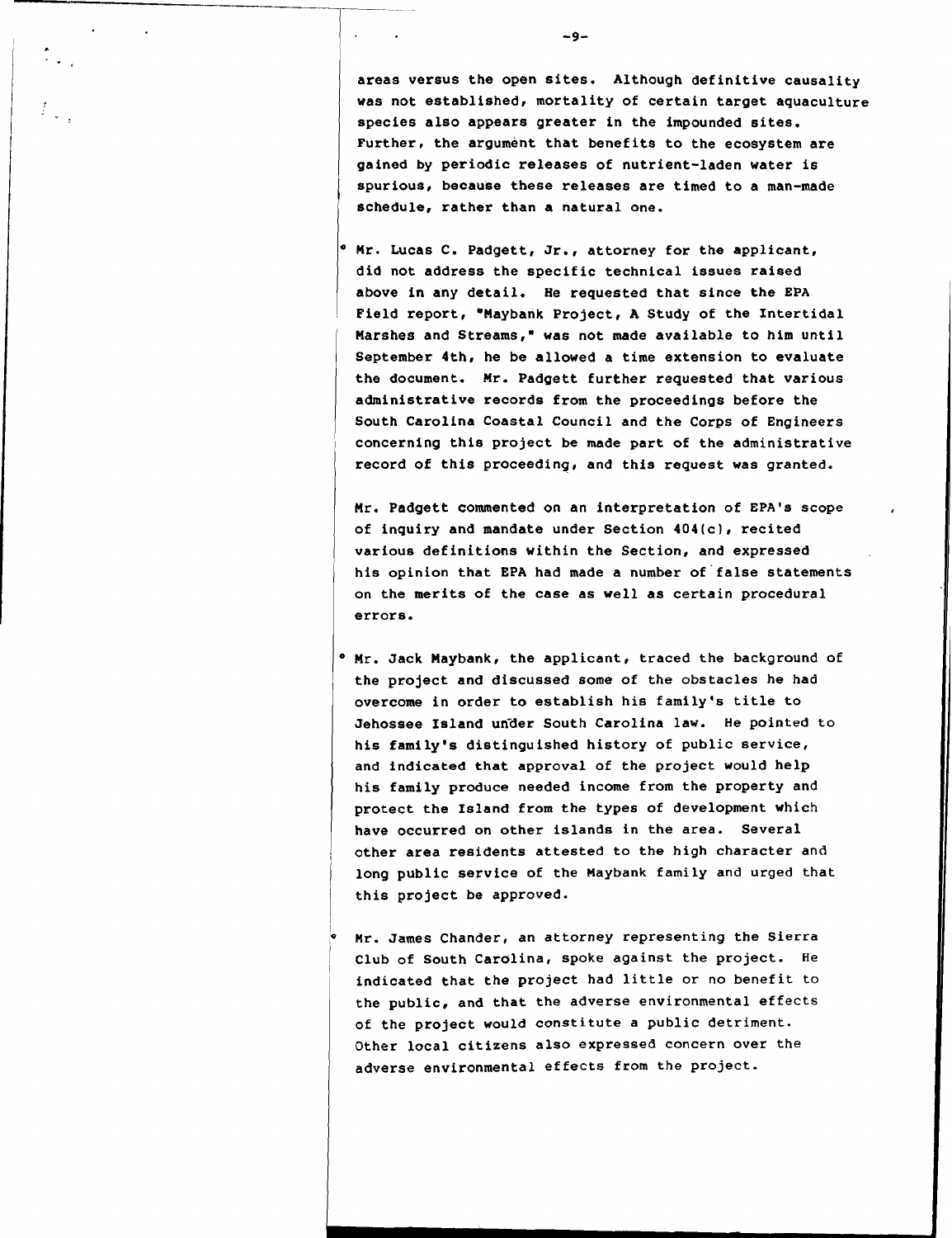areas versus the open sites. Although definitive causality was not established, mortality of certain target aquaculture species also appears greater in the impounded sites. Further, the argument that benefits to the ecosystem are gained by periodic releases of nutrient-laden water is spurious, because these releases are timed to a man-made schedule, rather than a natural one.

- Mr. Lucas C. Padgett, Jr., attorney for the applicant, did not address the specific technical issues raised above in any detail. He requested that since the EPA Field report, "Maybank Project, A Study of the Intertidal Marshes and Streams," was not made available to him until September 4th, he be allowed a time extension to evaluate the document. Mr. Padgett further requested that various administrative records from the proceedings before the South Carolina Coastal Council and the Corps of Engineers concerning this project be made part of the administrative record of this proceeding, and this request was granted.

  Mr. Padgett commented on an interpretation of EPA's scope of inquiry and mandate under Section 404(c), recited various definitions within the Section, and expressed his opinion that EPA had made a number of false statements on the merits of the case as well as certain procedural errors.

- Mr. Jack Maybank, the applicant, traced the background of the project and discussed some of the obstacles he had overcome in order to establish his family's title to Jehossee Island under South Carolina law. He pointed to his family's distinguished history of public service, and indicated that approval of the project would help his family produce needed income from the property and protect the Island from the types of development which have occurred on other islands in the area. Several other area residents attested to the high character and long public service of the Maybank family and urged that this project be approved.

- Mr. James Chander, an attorney representing the Sierra Club of South Carolina, spoke against the project. He indicated that the project had little or no benefit to the public, and that the adverse environmental effects of the project would constitute a public detriment. Other local citizens also expressed concern over the adverse environmental effects from the project.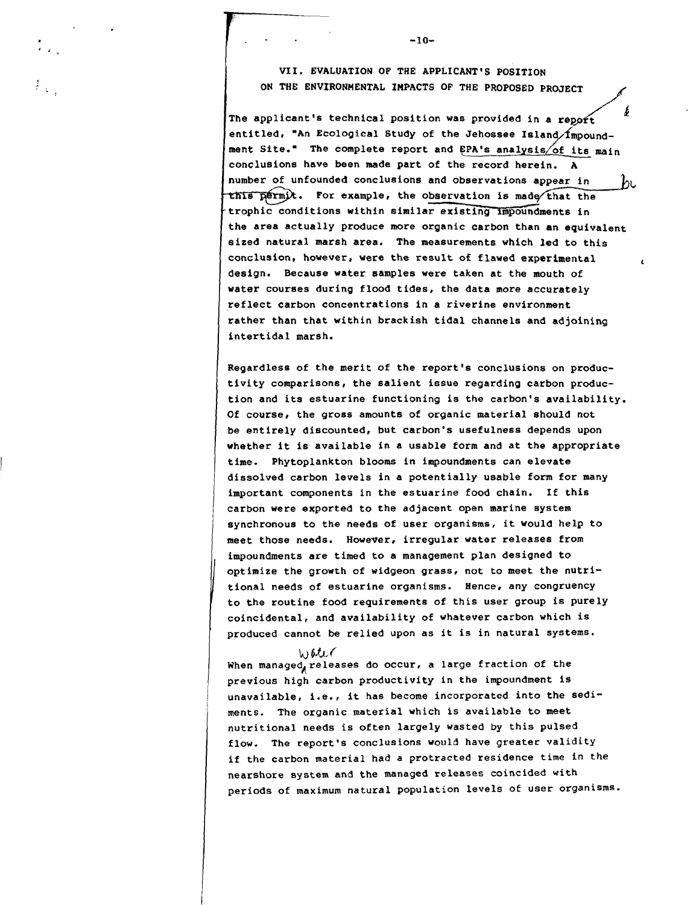## VII. EVALUATION OF THE APPLICANT'S POSITION ON THE ENVIRONMENTAL IMPACTS OF THE PROPOSED PROJECT

The applicant's technical position was provided in a report entitled, "An Ecological Study of the Jehossee Island/Impoundment Site." The complete report and EPA's analysis of its main conclusions have been made part of the record herein. A number of unfounded conclusions and observations appear in this permit. For example, the observation is made that the trophic conditions within similar existing impoundments in the area actually produce more organic carbon than an equivalent sized natural marsh area. The measurements which led to this conclusion, however, were the result of flawed experimental design. Because water samples were taken at the mouth of water courses during flood tides, the data more accurately reflect carbon concentrations in a riverine environment rather than that within brackish tidal channels and adjoining intertidal marsh.

Regardless of the merit of the report's conclusions on productivity comparisons, the salient issue regarding carbon production and its estuarine functioning is the carbon's availability. Of course, the gross amounts of organic material should not be entirely discounted, but carbon's usefulness depends upon whether it is available in a usable form and at the appropriate time. Phytoplankton blooms in impoundments can elevate dissolved carbon levels in a potentially usable form for many important components in the estuarine food chain. If this carbon were exported to the adjacent open marine system synchronous to the needs of user organisms, it would help to meet those needs. However, irregular water releases from impoundments are timed to a management plan designed to optimize the growth of widgeon grass, not to meet the nutritional needs of estuarine organisms. Hence, any congruency to the routine food requirements of this user group is purely coincidental, and availability of whatever carbon which is produced cannot be relied upon as it is in natural systems.

When managed water releases do occur, a large fraction of the previous high carbon productivity in the impoundment is unavailable, i.e., it has become incorporated into the sediments. The organic material which is available to meet nutritional needs is often largely wasted by this pulsed flow. The report's conclusions would have greater validity if the carbon material had a protracted residence time in the nearshore system and the managed releases coincided with periods of maximum natural population levels of user organisms.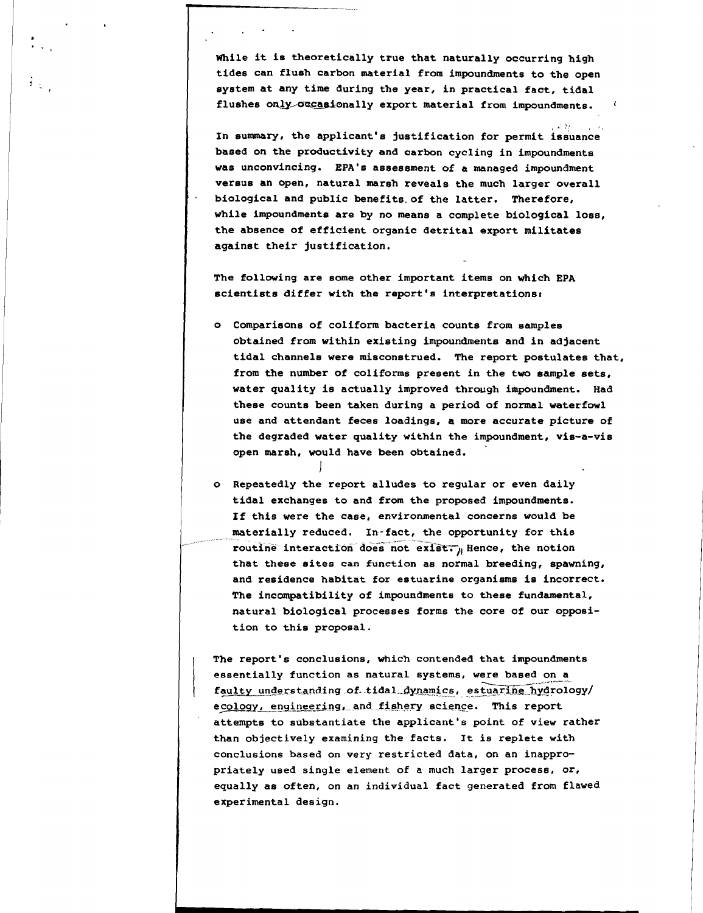While it is theoretically true that naturally occurring high tides can flush carbon material from impoundments to the open system at any time during the year, in practical fact, tidal flushes only occasionally export material from impoundments.

In summary, the applicant's justification for permit issuance based on the productivity and carbon cycling in impoundments was unconvincing. EPA's assessment of a managed impoundment versus an open, natural marsh reveals the much larger overall biological and public benefits of the latter. Therefore, while impoundments are by no means a complete biological loss, the absence of efficient organic detrital export militates against their justification.

The following are some other important items on which EPA scientists differ with the report's interpretations:

- Comparisons of coliform bacteria counts from samples obtained from within existing impoundments and in adjacent tidal channels were misconstrued. The report postulates that, from the number of coliforms present in the two sample sets, water quality is actually improved through impoundment. Had these counts been taken during a period of normal waterfowl use and attendant feces loadings, a more accurate picture of the degraded water quality within the impoundment, vis-a-vis open marsh, would have been obtained.

- Repeatedly the report alludes to regular or even daily tidal exchanges to and from the proposed impoundments. If this were the case, environmental concerns would be materially reduced. In fact, the opportunity for this routine interaction does not exist. Hence, the notion that these sites can function as normal breeding, spawning, and residence habitat for estuarine organisms is incorrect. The incompatibility of impoundments to these fundamental, natural biological processes forms the core of our opposition to this proposal.

The report's conclusions, which contended that impoundments essentially function as natural systems, were based on a faulty understanding of tidal dynamics, estuarine hydrology/ecology, engineering, and fishery science. This report attempts to substantiate the applicant's point of view rather than objectively examining the facts. It is replete with conclusions based on very restricted data, on an inappropriately used single element of a much larger process, or, equally as often, on an individual fact generated from flawed experimental design.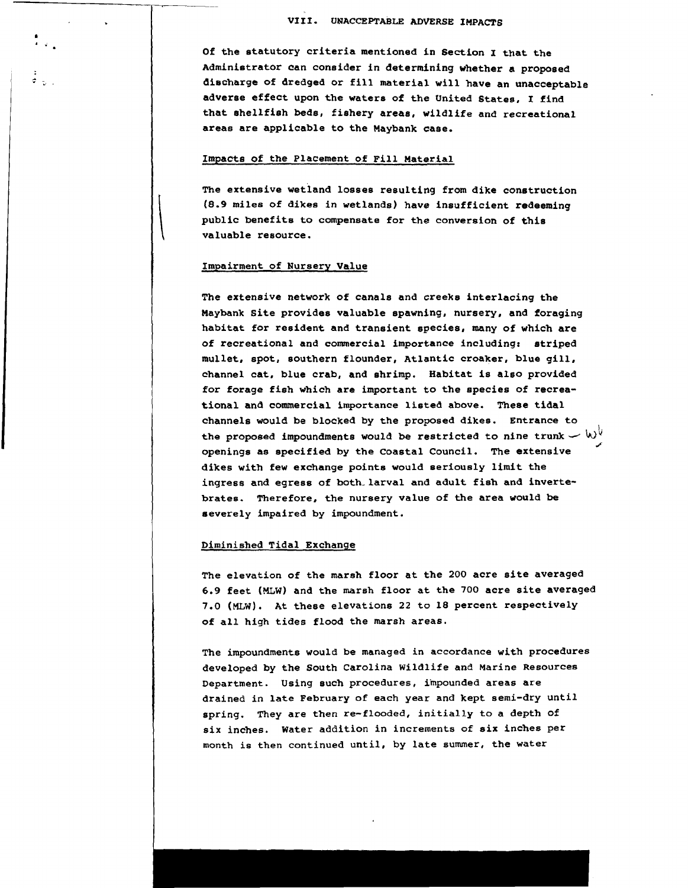## VIII. UNACCEPTABLE ADVERSE IMPACTS

Of the statutory criteria mentioned in Section I that the Administrator can consider in determining whether a proposed discharge of dredged or fill material will have an unacceptable adverse effect upon the waters of the United States, I find that shellfish beds, fishery areas, wildlife and recreational areas are applicable to the Maybank case.

### Impacts of the Placement of Fill Material

The extensive wetland losses resulting from dike construction (8.9 miles of dikes in wetlands) have insufficient redeeming public benefits to compensate for the conversion of this valuable resource.

### Impairment of Nursery Value

The extensive network of canals and creeks interlacing the Maybank Site provides valuable spawning, nursery, and foraging habitat for resident and transient species, many of which are of recreational and commercial importance including: striped mullet, spot, southern flounder, Atlantic croaker, blue gill, channel cat, blue crab, and shrimp. Habitat is also provided for forage fish which are important to the species of recreational and commercial importance listed above. These tidal channels would be blocked by the proposed dikes. Entrance to the proposed impoundments would be restricted to nine trunk openings as specified by the Coastal Council. The extensive dikes with few exchange points would seriously limit the ingress and egress of both larval and adult fish and invertebrates. Therefore, the nursery value of the area would be severely impaired by impoundment.

### Diminished Tidal Exchange

The elevation of the marsh floor at the 200 acre site averaged 6.9 feet (MLW) and the marsh floor at the 700 acre site averaged 7.0 (MLW). At these elevations 22 to 18 percent respectively of all high tides flood the marsh areas.

The impoundments would be managed in accordance with procedures developed by the South Carolina Wildlife and Marine Resources Department. Using such procedures, impounded areas are drained in late February of each year and kept semi-dry until spring. They are then re-flooded, initially to a depth of six inches. Water addition in increments of six inches per month is then continued until, by late summer, the water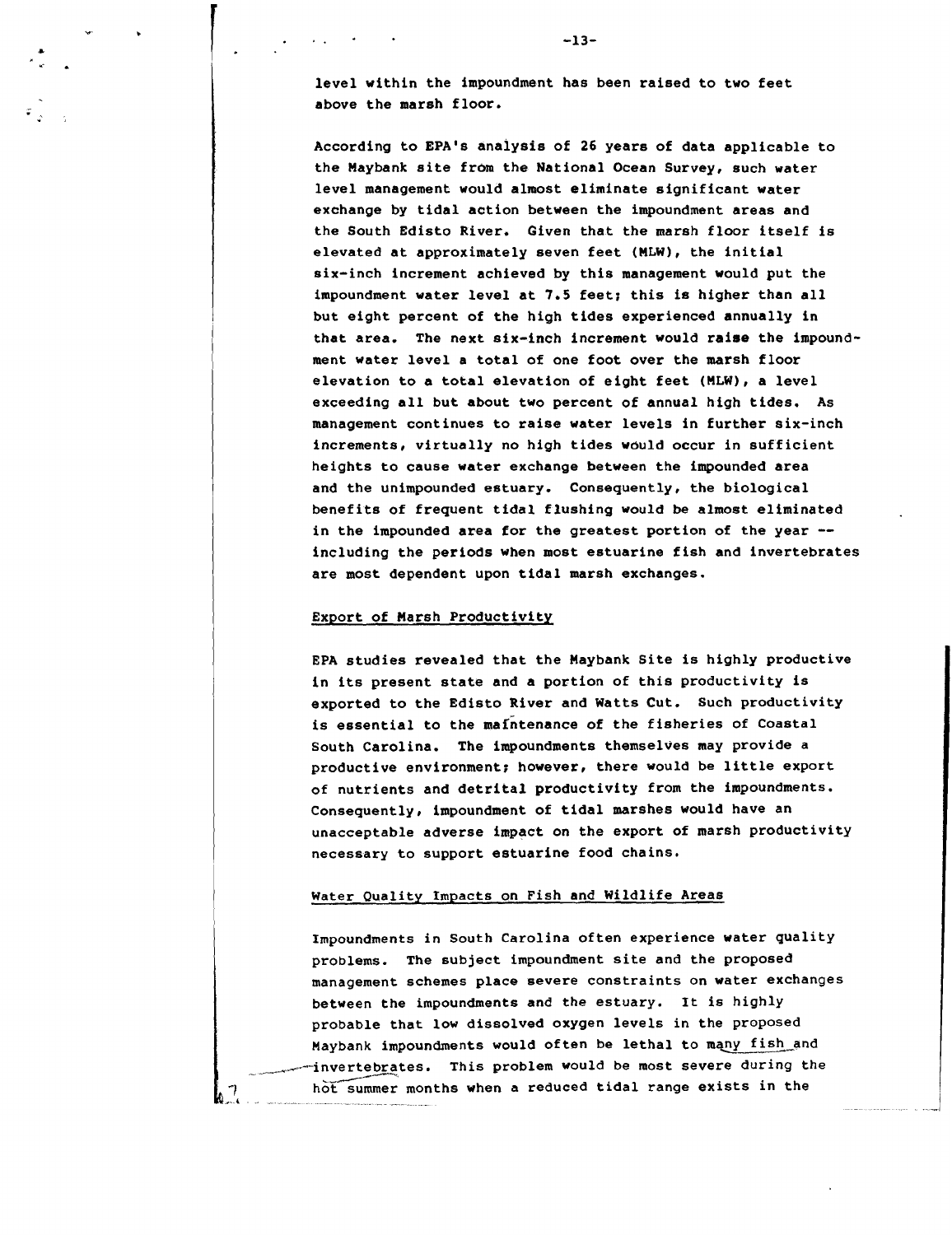level within the impoundment has been raised to two feet above the marsh floor.

According to EPA's analysis of 26 years of data applicable to the Maybank site from the National Ocean Survey, such water level management would almost eliminate significant water exchange by tidal action between the impoundment areas and the South Edisto River. Given that the marsh floor itself is elevated at approximately seven feet (MLW), the initial six-inch increment achieved by this management would put the impoundment water level at 7.5 feet; this is higher than all but eight percent of the high tides experienced annually in that area. The next six-inch increment would raise the impoundment water level a total of one foot over the marsh floor elevation to a total elevation of eight feet (MLW), a level exceeding all but about two percent of annual high tides. As management continues to raise water levels in further six-inch increments, virtually no high tides would occur in sufficient heights to cause water exchange between the impounded area and the unimpounded estuary. Consequently, the biological benefits of frequent tidal flushing would be almost eliminated in the impounded area for the greatest portion of the year -- including the periods when most estuarine fish and invertebrates are most dependent upon tidal marsh exchanges.

Export of Marsh Productivity

EPA studies revealed that the Maybank Site is highly productive in its present state and a portion of this productivity is exported to the Edisto River and Watts Cut. Such productivity is essential to the maintenance of the fisheries of Coastal South Carolina. The impoundments themselves may provide a productive environment; however, there would be little export of nutrients and detrital productivity from the impoundments. Consequently, impoundment of tidal marshes would have an unacceptable adverse impact on the export of marsh productivity necessary to support estuarine food chains.

Water Quality Impacts on Fish and Wildlife Areas

Impoundments in South Carolina often experience water quality problems. The subject impoundment site and the proposed management schemes place severe constraints on water exchanges between the impoundments and the estuary. It is highly probable that low dissolved oxygen levels in the proposed Maybank impoundments would often be lethal to many fish and invertebrates. This problem would be most severe during the hot summer months when a reduced tidal range exists in the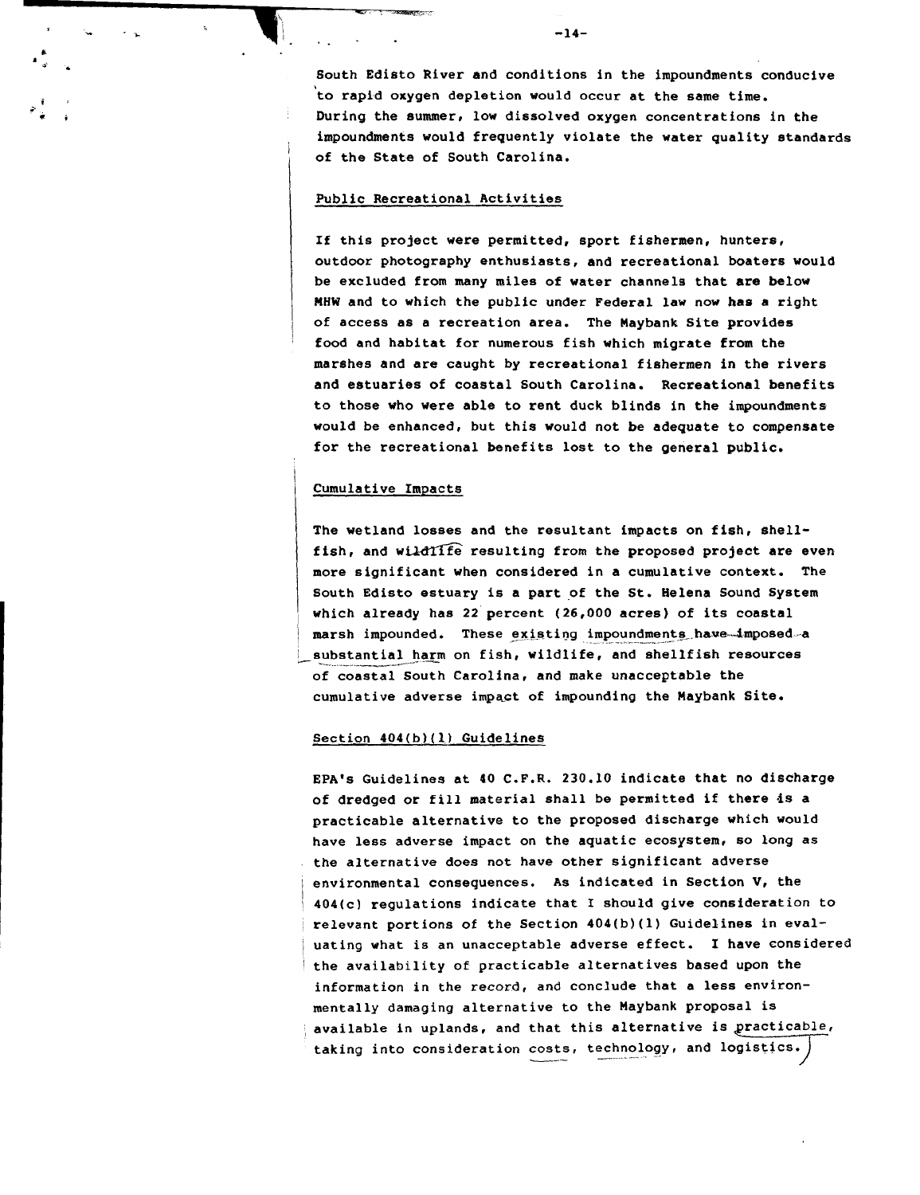South Edisto River and conditions in the impoundments conducive to rapid oxygen depletion would occur at the same time. During the summer, low dissolved oxygen concentrations in the impoundments would frequently violate the water quality standards of the State of South Carolina.

## Public Recreational Activities

If this project were permitted, sport fishermen, hunters, outdoor photography enthusiasts, and recreational boaters would be excluded from many miles of water channels that are below MHW and to which the public under Federal law now has a right of access as a recreation area. The Maybank Site provides food and habitat for numerous fish which migrate from the marshes and are caught by recreational fishermen in the rivers and estuaries of coastal South Carolina. Recreational benefits to those who were able to rent duck blinds in the impoundments would be enhanced, but this would not be adequate to compensate for the recreational benefits lost to the general public.

## Cumulative Impacts

The wetland losses and the resultant impacts on fish, shellfish, and wildlife resulting from the proposed project are even more significant when considered in a cumulative context. The South Edisto estuary is a part of the St. Helena Sound System which already has 22 percent (26,000 acres) of its coastal marsh impounded. These existing impoundments have imposed a substantial harm on fish, wildlife, and shellfish resources of coastal South Carolina, and make unacceptable the cumulative adverse impact of impounding the Maybank Site.

## Section 404(b)(1) Guidelines

EPA's Guidelines at 40 C.F.R. 230.10 indicate that no discharge of dredged or fill material shall be permitted if there is a practicable alternative to the proposed discharge which would have less adverse impact on the aquatic ecosystem, so long as the alternative does not have other significant adverse environmental consequences. As indicated in Section V, the 404(c) regulations indicate that I should give consideration to relevant portions of the Section 404(b)(1) Guidelines in evaluating what is an unacceptable adverse effect. I have considered the availability of practicable alternatives based upon the information in the record, and conclude that a less environmentally damaging alternative to the Maybank proposal is available in uplands, and that this alternative is practicable, taking into consideration costs, technology, and logistics.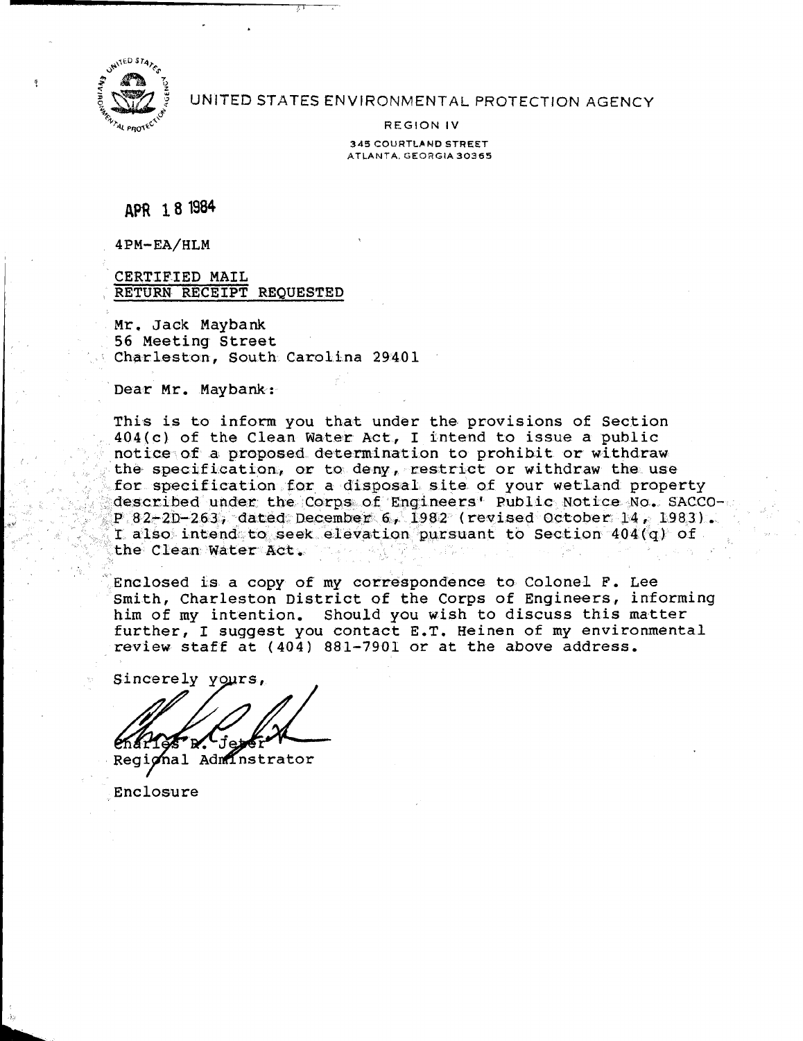UNITED STATES ENVIRONMENTAL PROTECTION AGENCY

REGION IV

345 COURTLAND STREET
ATLANTA, GEORGIA 30365

APR 18 1984

4PM-EA/HLM

CERTIFIED MAIL
RETURN RECEIPT REQUESTED

Mr. Jack Maybank
56 Meeting Street
Charleston, South Carolina 29401

Dear Mr. Maybank:

This is to inform you that under the provisions of Section 404(c) of the Clean Water Act, I intend to issue a public notice of a proposed determination to prohibit or withdraw the specification, or to deny, restrict or withdraw the use for specification for a disposal site of your wetland property described under the Corps of Engineers' Public Notice No. SACCO-P 82-2D-263, dated December 6, 1982 (revised October 14, 1983). I also intend to seek elevation pursuant to Section 404(q) of the Clean Water Act.

Enclosed is a copy of my correspondence to Colonel F. Lee Smith, Charleston District of the Corps of Engineers, informing him of my intention. Should you wish to discuss this matter further, I suggest you contact E.T. Heinen of my environmental review staff at (404) 881-7901 or at the above address.

Sincerely yours,

Charles R. Jeter
Regional Adminstrator

Enclosure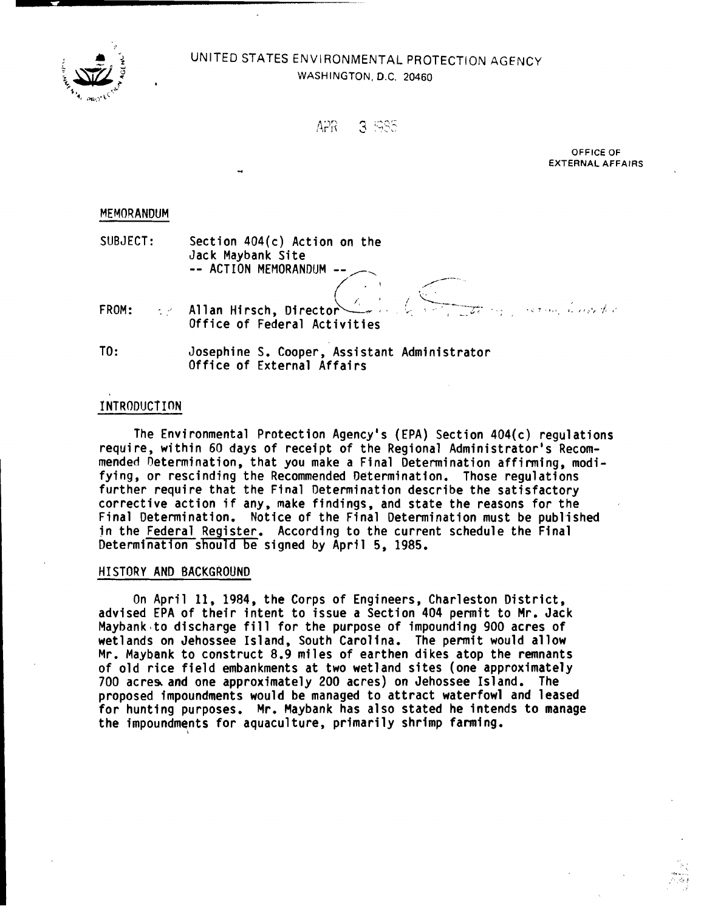UNITED STATES ENVIRONMENTAL PROTECTION AGENCY
WASHINGTON, D.C. 20460

APR 3 1985

OFFICE OF
EXTERNAL AFFAIRS

MEMORANDUM

SUBJECT: Section 404(c) Action on the Jack Maybank Site
-- ACTION MEMORANDUM --

FROM: Allan Hirsch, Director
Office of Federal Activities

TO: Josephine S. Cooper, Assistant Administrator
Office of External Affairs

## INTRODUCTION

The Environmental Protection Agency's (EPA) Section 404(c) regulations require, within 60 days of receipt of the Regional Administrator's Recommended Determination, that you make a Final Determination affirming, modifying, or rescinding the Recommended Determination. Those regulations further require that the Final Determination describe the satisfactory corrective action if any, make findings, and state the reasons for the Final Determination. Notice of the Final Determination must be published in the Federal Register. According to the current schedule the Final Determination should be signed by April 5, 1985.

## HISTORY AND BACKGROUND

On April 11, 1984, the Corps of Engineers, Charleston District, advised EPA of their intent to issue a Section 404 permit to Mr. Jack Maybank to discharge fill for the purpose of impounding 900 acres of wetlands on Jehossee Island, South Carolina. The permit would allow Mr. Maybank to construct 8.9 miles of earthen dikes atop the remnants of old rice field embankments at two wetland sites (one approximately 700 acres and one approximately 200 acres) on Jehossee Island. The proposed impoundments would be managed to attract waterfowl and leased for hunting purposes. Mr. Maybank has also stated he intends to manage the impoundments for aquaculture, primarily shrimp farming.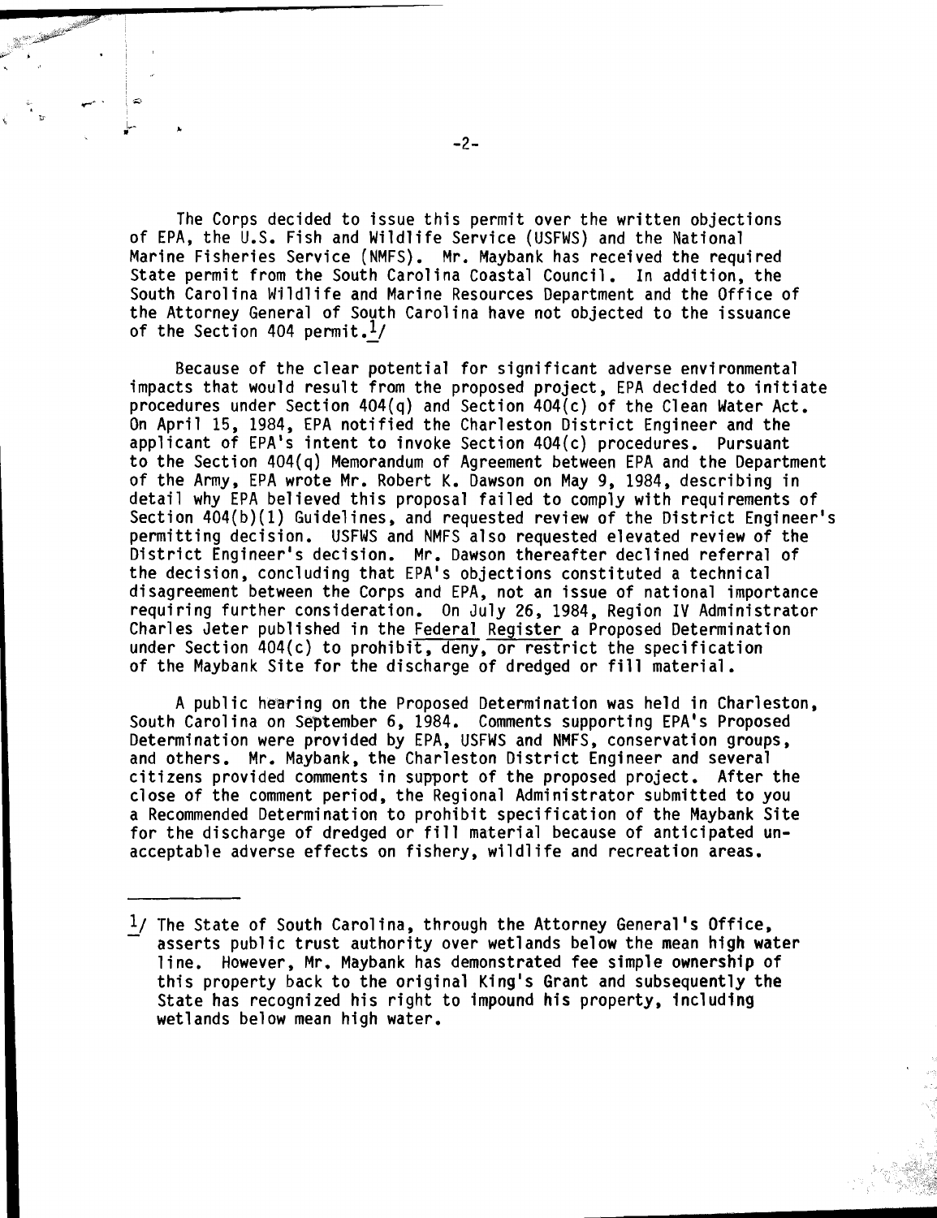The Corps decided to issue this permit over the written objections of EPA, the U.S. Fish and Wildlife Service (USFWS) and the National Marine Fisheries Service (NMFS). Mr. Maybank has received the required State permit from the South Carolina Coastal Council. In addition, the South Carolina Wildlife and Marine Resources Department and the Office of the Attorney General of South Carolina have not objected to the issuance of the Section 404 permit.[1]

Because of the clear potential for significant adverse environmental impacts that would result from the proposed project, EPA decided to initiate procedures under Section 404(q) and Section 404(c) of the Clean Water Act. On April 15, 1984, EPA notified the Charleston District Engineer and the applicant of EPA's intent to invoke Section 404(c) procedures. Pursuant to the Section 404(q) Memorandum of Agreement between EPA and the Department of the Army, EPA wrote Mr. Robert K. Dawson on May 9, 1984, describing in detail why EPA believed this proposal failed to comply with requirements of Section 404(b)(1) Guidelines, and requested review of the District Engineer's permitting decision. USFWS and NMFS also requested elevated review of the District Engineer's decision. Mr. Dawson thereafter declined referral of the decision, concluding that EPA's objections constituted a technical disagreement between the Corps and EPA, not an issue of national importance requiring further consideration. On July 26, 1984, Region IV Administrator Charles Jeter published in the Federal Register a Proposed Determination under Section 404(c) to prohibit, deny, or restrict the specification of the Maybank Site for the discharge of dredged or fill material.

A public hearing on the Proposed Determination was held in Charleston, South Carolina on September 6, 1984. Comments supporting EPA's Proposed Determination were provided by EPA, USFWS and NMFS, conservation groups, and others. Mr. Maybank, the Charleston District Engineer and several citizens provided comments in support of the proposed project. After the close of the comment period, the Regional Administrator submitted to you a Recommended Determination to prohibit specification of the Maybank Site for the discharge of dredged or fill material because of anticipated unacceptable adverse effects on fishery, wildlife and recreation areas.

---

[1] The State of South Carolina, through the Attorney General's Office, asserts public trust authority over wetlands below the mean high water line. However, Mr. Maybank has demonstrated fee simple ownership of this property back to the original King's Grant and subsequently the State has recognized his right to impound his property, including wetlands below mean high water.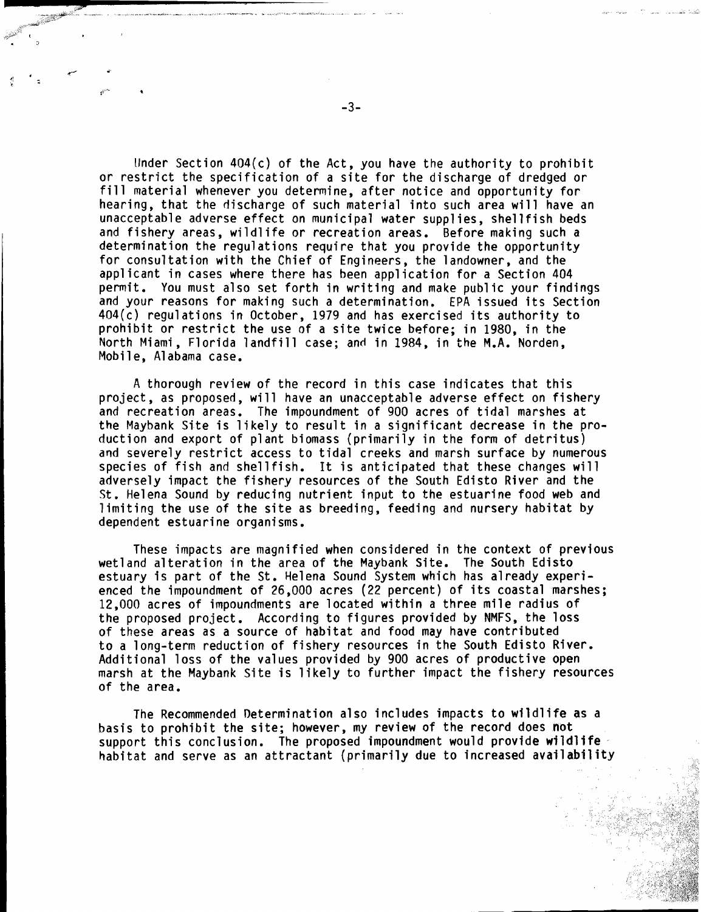Under Section 404(c) of the Act, you have the authority to prohibit or restrict the specification of a site for the discharge of dredged or fill material whenever you determine, after notice and opportunity for hearing, that the discharge of such material into such area will have an unacceptable adverse effect on municipal water supplies, shellfish beds and fishery areas, wildlife or recreation areas. Before making such a determination the regulations require that you provide the opportunity for consultation with the Chief of Engineers, the landowner, and the applicant in cases where there has been application for a Section 404 permit. You must also set forth in writing and make public your findings and your reasons for making such a determination. EPA issued its Section 404(c) regulations in October, 1979 and has exercised its authority to prohibit or restrict the use of a site twice before; in 1980, in the North Miami, Florida landfill case; and in 1984, in the M.A. Norden, Mobile, Alabama case.

A thorough review of the record in this case indicates that this project, as proposed, will have an unacceptable adverse effect on fishery and recreation areas. The impoundment of 900 acres of tidal marshes at the Maybank Site is likely to result in a significant decrease in the production and export of plant biomass (primarily in the form of detritus) and severely restrict access to tidal creeks and marsh surface by numerous species of fish and shellfish. It is anticipated that these changes will adversely impact the fishery resources of the South Edisto River and the St. Helena Sound by reducing nutrient input to the estuarine food web and limiting the use of the site as breeding, feeding and nursery habitat by dependent estuarine organisms.

These impacts are magnified when considered in the context of previous wetland alteration in the area of the Maybank Site. The South Edisto estuary is part of the St. Helena Sound System which has already experienced the impoundment of 26,000 acres (22 percent) of its coastal marshes; 12,000 acres of impoundments are located within a three mile radius of the proposed project. According to figures provided by NMFS, the loss of these areas as a source of habitat and food may have contributed to a long-term reduction of fishery resources in the South Edisto River. Additional loss of the values provided by 900 acres of productive open marsh at the Maybank Site is likely to further impact the fishery resources of the area.

The Recommended Determination also includes impacts to wildlife as a basis to prohibit the site; however, my review of the record does not support this conclusion. The proposed impoundment would provide wildlife habitat and serve as an attractant (primarily due to increased availability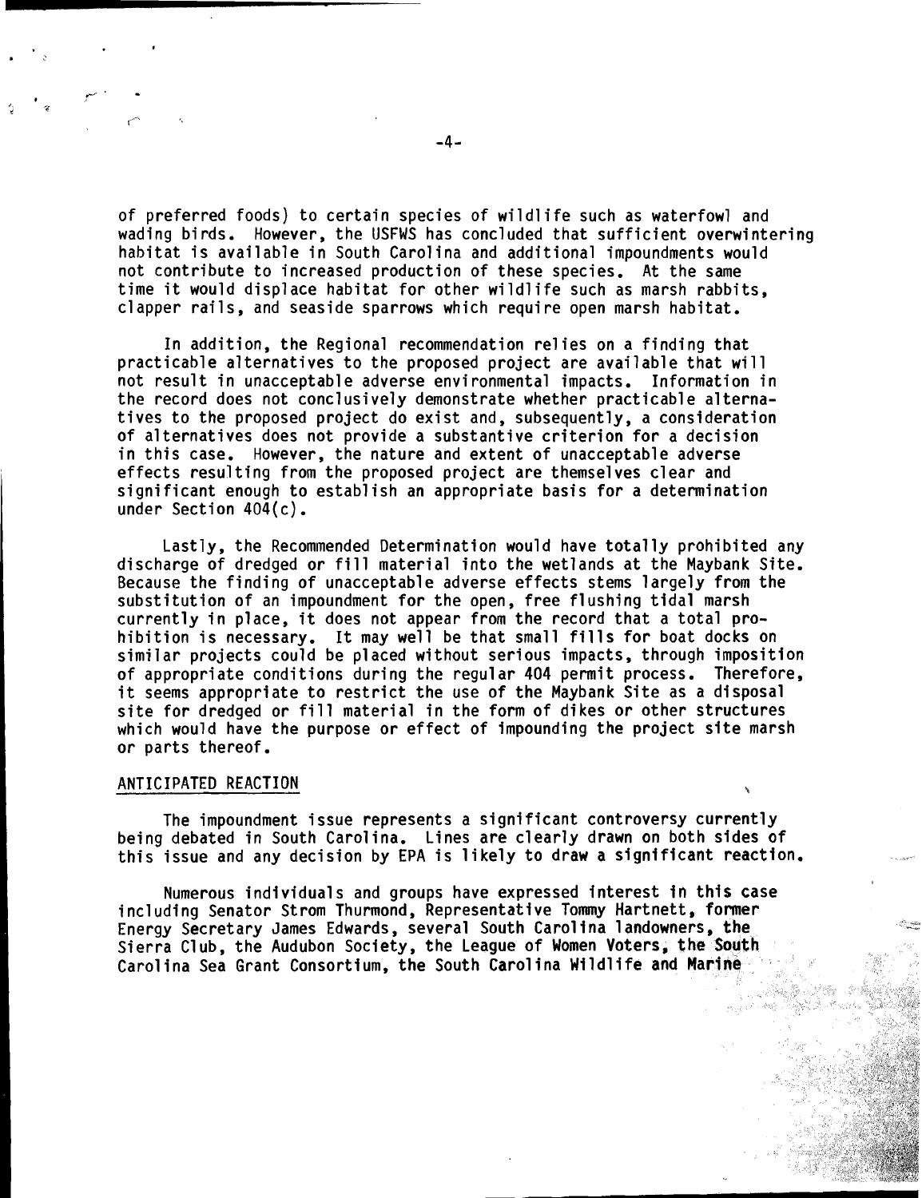of preferred foods) to certain species of wildlife such as waterfowl and wading birds. However, the USFWS has concluded that sufficient overwintering habitat is available in South Carolina and additional impoundments would not contribute to increased production of these species. At the same time it would displace habitat for other wildlife such as marsh rabbits, clapper rails, and seaside sparrows which require open marsh habitat.

In addition, the Regional recommendation relies on a finding that practicable alternatives to the proposed project are available that will not result in unacceptable adverse environmental impacts. Information in the record does not conclusively demonstrate whether practicable alternatives to the proposed project do exist and, subsequently, a consideration of alternatives does not provide a substantive criterion for a decision in this case. However, the nature and extent of unacceptable adverse effects resulting from the proposed project are themselves clear and significant enough to establish an appropriate basis for a determination under Section 404(c).

Lastly, the Recommended Determination would have totally prohibited any discharge of dredged or fill material into the wetlands at the Maybank Site. Because the finding of unacceptable adverse effects stems largely from the substitution of an impoundment for the open, free flushing tidal marsh currently in place, it does not appear from the record that a total prohibition is necessary. It may well be that small fills for boat docks on similar projects could be placed without serious impacts, through imposition of appropriate conditions during the regular 404 permit process. Therefore, it seems appropriate to restrict the use of the Maybank Site as a disposal site for dredged or fill material in the form of dikes or other structures which would have the purpose or effect of impounding the project site marsh or parts thereof.

## ANTICIPATED REACTION

The impoundment issue represents a significant controversy currently being debated in South Carolina. Lines are clearly drawn on both sides of this issue and any decision by EPA is likely to draw a significant reaction.

Numerous individuals and groups have expressed interest in this case including Senator Strom Thurmond, Representative Tommy Hartnett, former Energy Secretary James Edwards, several South Carolina landowners, the Sierra Club, the Audubon Society, the League of Women Voters, the South Carolina Sea Grant Consortium, the South Carolina Wildlife and Marine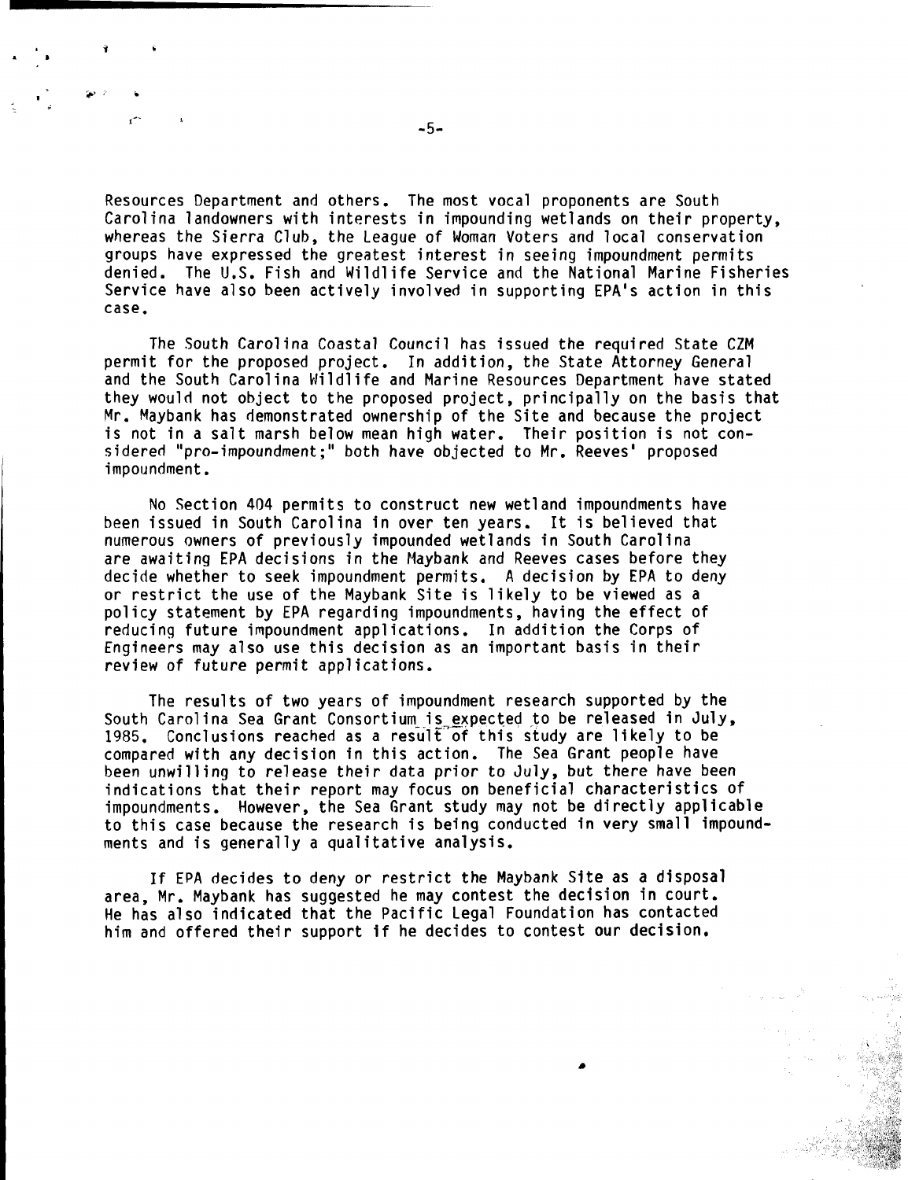Resources Department and others. The most vocal proponents are South Carolina landowners with interests in impounding wetlands on their property, whereas the Sierra Club, the League of Woman Voters and local conservation groups have expressed the greatest interest in seeing impoundment permits denied. The U.S. Fish and Wildlife Service and the National Marine Fisheries Service have also been actively involved in supporting EPA's action in this case.

The South Carolina Coastal Council has issued the required State CZM permit for the proposed project. In addition, the State Attorney General and the South Carolina Wildlife and Marine Resources Department have stated they would not object to the proposed project, principally on the basis that Mr. Maybank has demonstrated ownership of the Site and because the project is not in a salt marsh below mean high water. Their position is not considered "pro-impoundment;" both have objected to Mr. Reeves' proposed impoundment.

No Section 404 permits to construct new wetland impoundments have been issued in South Carolina in over ten years. It is believed that numerous owners of previously impounded wetlands in South Carolina are awaiting EPA decisions in the Maybank and Reeves cases before they decide whether to seek impoundment permits. A decision by EPA to deny or restrict the use of the Maybank Site is likely to be viewed as a policy statement by EPA regarding impoundments, having the effect of reducing future impoundment applications. In addition the Corps of Engineers may also use this decision as an important basis in their review of future permit applications.

The results of two years of impoundment research supported by the South Carolina Sea Grant Consortium is expected to be released in July, 1985. Conclusions reached as a result of this study are likely to be compared with any decision in this action. The Sea Grant people have been unwilling to release their data prior to July, but there have been indications that their report may focus on beneficial characteristics of impoundments. However, the Sea Grant study may not be directly applicable to this case because the research is being conducted in very small impoundments and is generally a qualitative analysis.

If EPA decides to deny or restrict the Maybank Site as a disposal area, Mr. Maybank has suggested he may contest the decision in court. He has also indicated that the Pacific Legal Foundation has contacted him and offered their support if he decides to contest our decision.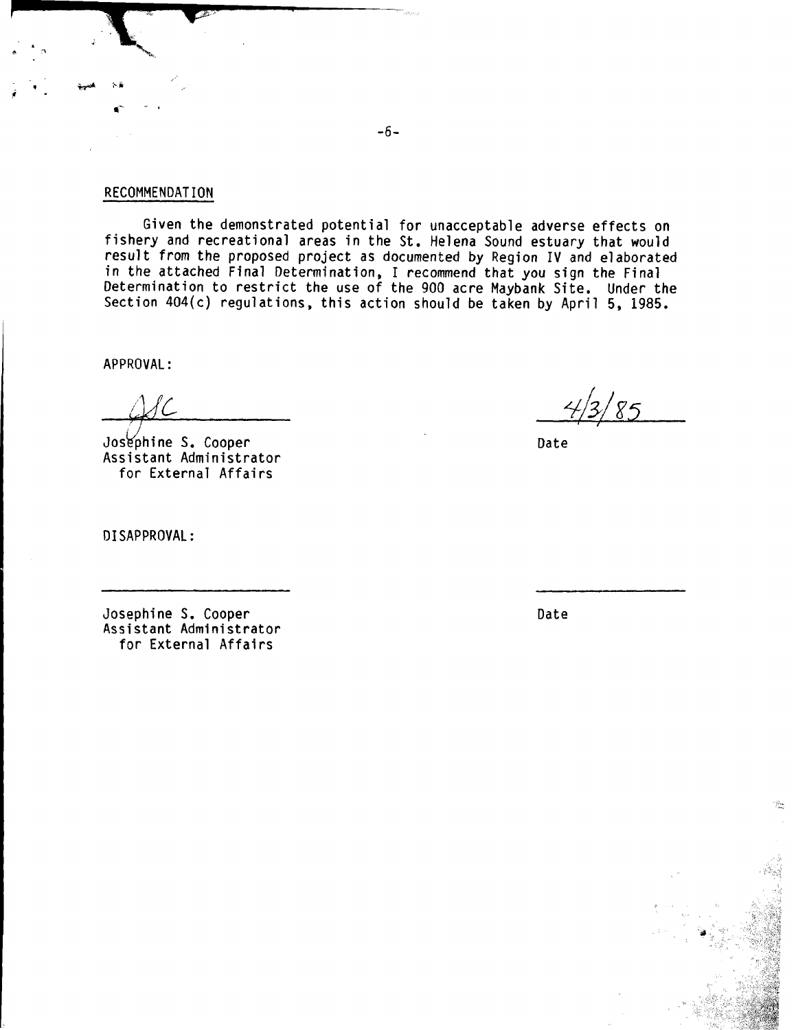## RECOMMENDATION

Given the demonstrated potential for unacceptable adverse effects on fishery and recreational areas in the St. Helena Sound estuary that would result from the proposed project as documented by Region IV and elaborated in the attached Final Determination, I recommend that you sign the Final Determination to restrict the use of the 900 acre Maybank Site. Under the Section 404(c) regulations, this action should be taken by April 5, 1985.

APPROVAL:

JSC

Josephine S. Cooper
Assistant Administrator
for External Affairs

4/3/85

Date

DISAPPROVAL:

Josephine S. Cooper
Assistant Administrator
for External Affairs

Date